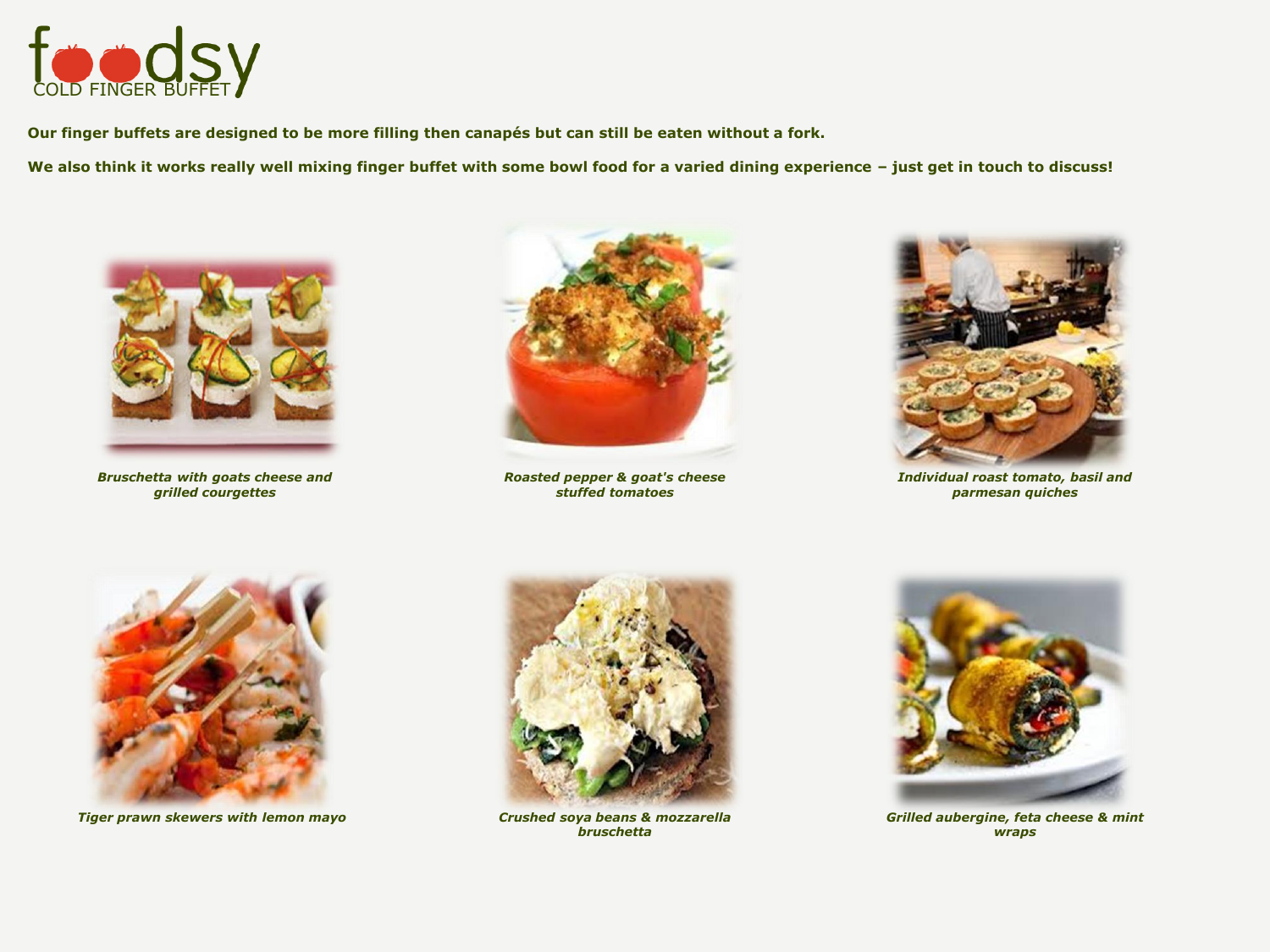# foodsy

## COLD FINGER BUFFET

**Our finger buffets are designed to be more filling then canapés but can still be eaten without a fork.**

**We also think it works really well mixing finger buffet with some bowl food for a varied dining experience – just get in touch to discuss!**

***Bruschetta with goats cheese and grilled courgettes***

***Roasted pepper & goat's cheese stuffed tomatoes***

***Individual roast tomato, basil and parmesan quiches***

***Tiger prawn skewers with lemon mayo***

***Crushed soya beans & mozzarella bruschetta***

***Grilled aubergine, feta cheese & mint wraps***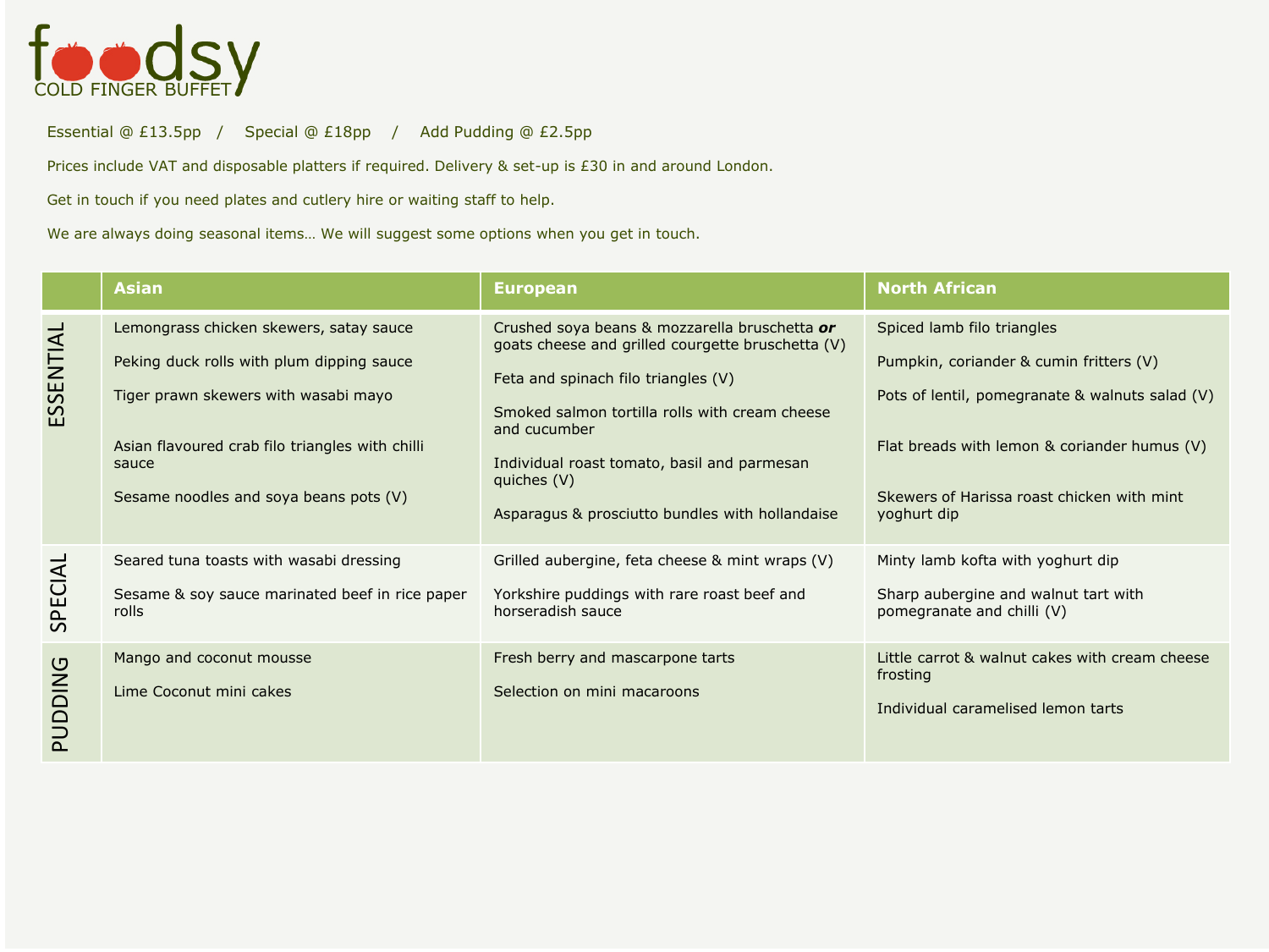# foodsy

COLD FINGER BUFFET

Essential @ £13.5pp / Special @ £18pp / Add Pudding @ £2.5pp

Prices include VAT and disposable platters if required. Delivery & set-up is £30 in and around London.

Get in touch if you need plates and cutlery hire or waiting staff to help.

We are always doing seasonal items… We will suggest some options when you get in touch.

| | Asian | European | North African |
|---|---|---|---|
| ESSENTIAL | Lemongrass chicken skewers, satay sauce<br><br>Peking duck rolls with plum dipping sauce<br><br>Tiger prawn skewers with wasabi mayo<br><br>Asian flavoured crab filo triangles with chilli sauce<br><br>Sesame noodles and soya beans pots (V) | Crushed soya beans & mozzarella bruschetta ***or*** goats cheese and grilled courgette bruschetta (V)<br><br>Feta and spinach filo triangles (V)<br><br>Smoked salmon tortilla rolls with cream cheese and cucumber<br><br>Individual roast tomato, basil and parmesan quiches (V)<br><br>Asparagus & prosciutto bundles with hollandaise | Spiced lamb filo triangles<br><br>Pumpkin, coriander & cumin fritters (V)<br><br>Pots of lentil, pomegranate & walnuts salad (V)<br><br>Flat breads with lemon & coriander humus (V)<br><br>Skewers of Harissa roast chicken with mint yoghurt dip |
| SPECIAL | Seared tuna toasts with wasabi dressing<br><br>Sesame & soy sauce marinated beef in rice paper rolls | Grilled aubergine, feta cheese & mint wraps (V)<br><br>Yorkshire puddings with rare roast beef and horseradish sauce | Minty lamb kofta with yoghurt dip<br><br>Sharp aubergine and walnut tart with pomegranate and chilli (V) |
| PUDDING | Mango and coconut mousse<br><br>Lime Coconut mini cakes | Fresh berry and mascarpone tarts<br><br>Selection on mini macaroons | Little carrot & walnut cakes with cream cheese frosting<br><br>Individual caramelised lemon tarts |